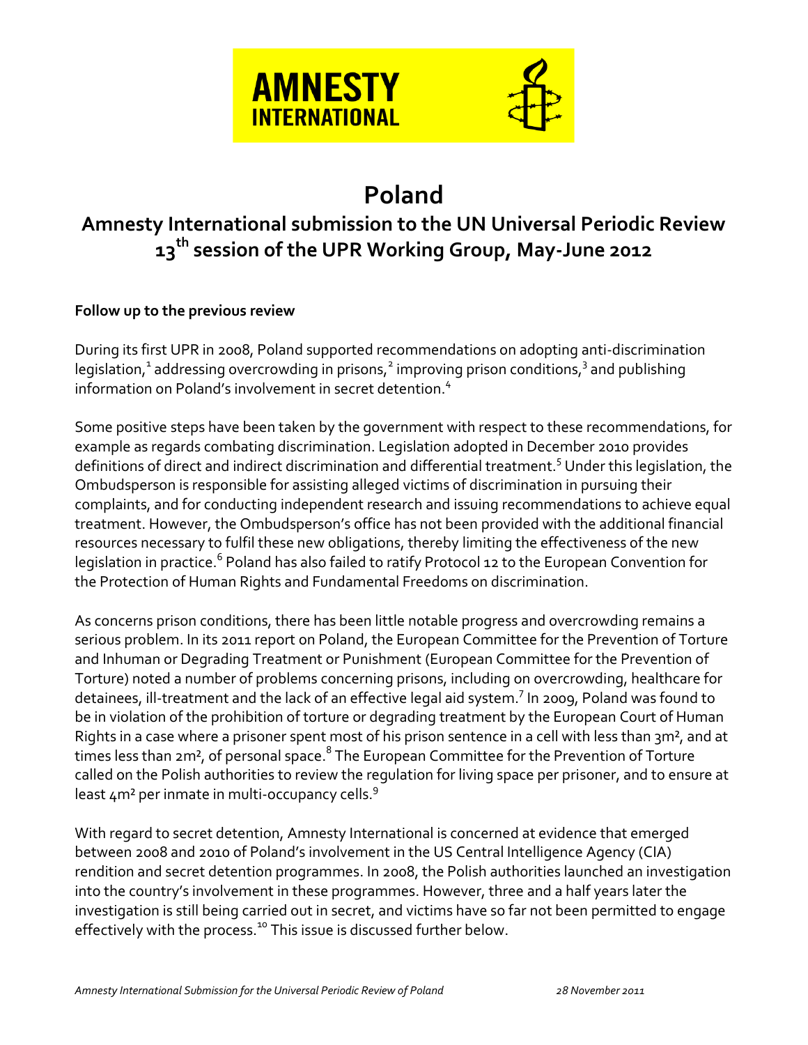AMNESTY INTERNATIONAL

# Poland

## Amnesty International submission to the UN Universal Periodic Review 13th session of the UPR Working Group, May-June 2012

**Follow up to the previous review**

During its first UPR in 2008, Poland supported recommendations on adopting anti-discrimination legislation,[1] addressing overcrowding in prisons,[2] improving prison conditions,[3] and publishing information on Poland's involvement in secret detention.[4]

Some positive steps have been taken by the government with respect to these recommendations, for example as regards combating discrimination. Legislation adopted in December 2010 provides definitions of direct and indirect discrimination and differential treatment.[5] Under this legislation, the Ombudsperson is responsible for assisting alleged victims of discrimination in pursuing their complaints, and for conducting independent research and issuing recommendations to achieve equal treatment. However, the Ombudsperson's office has not been provided with the additional financial resources necessary to fulfil these new obligations, thereby limiting the effectiveness of the new legislation in practice.[6] Poland has also failed to ratify Protocol 12 to the European Convention for the Protection of Human Rights and Fundamental Freedoms on discrimination.

As concerns prison conditions, there has been little notable progress and overcrowding remains a serious problem. In its 2011 report on Poland, the European Committee for the Prevention of Torture and Inhuman or Degrading Treatment or Punishment (European Committee for the Prevention of Torture) noted a number of problems concerning prisons, including on overcrowding, healthcare for detainees, ill-treatment and the lack of an effective legal aid system.[7] In 2009, Poland was found to be in violation of the prohibition of torture or degrading treatment by the European Court of Human Rights in a case where a prisoner spent most of his prison sentence in a cell with less than 3m², and at times less than 2m², of personal space.[8] The European Committee for the Prevention of Torture called on the Polish authorities to review the regulation for living space per prisoner, and to ensure at least 4m² per inmate in multi-occupancy cells.[9]

With regard to secret detention, Amnesty International is concerned at evidence that emerged between 2008 and 2010 of Poland's involvement in the US Central Intelligence Agency (CIA) rendition and secret detention programmes. In 2008, the Polish authorities launched an investigation into the country's involvement in these programmes. However, three and a half years later the investigation is still being carried out in secret, and victims have so far not been permitted to engage effectively with the process.[10] This issue is discussed further below.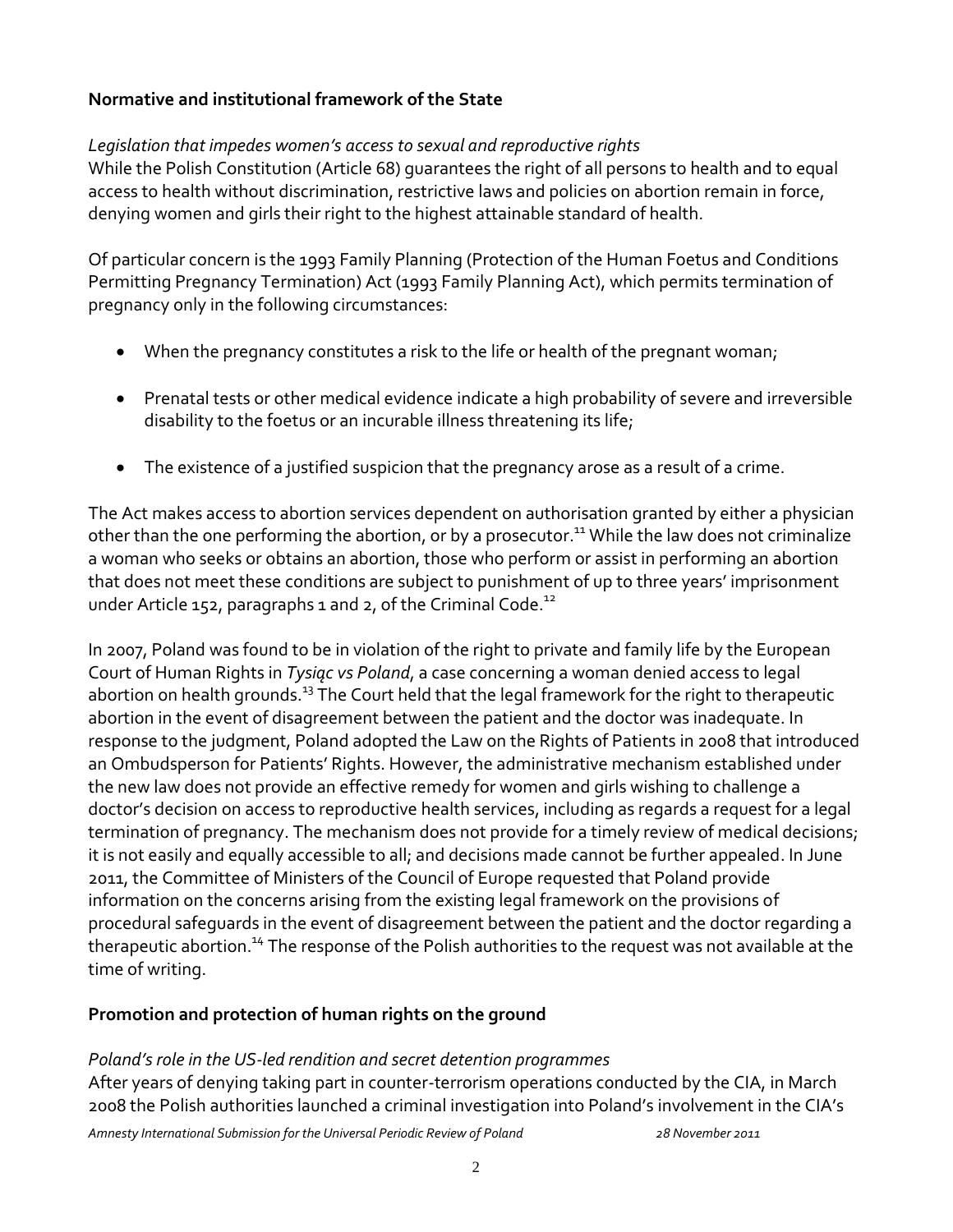## Normative and institutional framework of the State

*Legislation that impedes women's access to sexual and reproductive rights*

While the Polish Constitution (Article 68) guarantees the right of all persons to health and to equal access to health without discrimination, restrictive laws and policies on abortion remain in force, denying women and girls their right to the highest attainable standard of health.

Of particular concern is the 1993 Family Planning (Protection of the Human Foetus and Conditions Permitting Pregnancy Termination) Act (1993 Family Planning Act), which permits termination of pregnancy only in the following circumstances:

- When the pregnancy constitutes a risk to the life or health of the pregnant woman;
- Prenatal tests or other medical evidence indicate a high probability of severe and irreversible disability to the foetus or an incurable illness threatening its life;
- The existence of a justified suspicion that the pregnancy arose as a result of a crime.

The Act makes access to abortion services dependent on authorisation granted by either a physician other than the one performing the abortion, or by a prosecutor.[11] While the law does not criminalize a woman who seeks or obtains an abortion, those who perform or assist in performing an abortion that does not meet these conditions are subject to punishment of up to three years' imprisonment under Article 152, paragraphs 1 and 2, of the Criminal Code.[12]

In 2007, Poland was found to be in violation of the right to private and family life by the European Court of Human Rights in *Tysiąc vs Poland*, a case concerning a woman denied access to legal abortion on health grounds.[13] The Court held that the legal framework for the right to therapeutic abortion in the event of disagreement between the patient and the doctor was inadequate. In response to the judgment, Poland adopted the Law on the Rights of Patients in 2008 that introduced an Ombudsperson for Patients' Rights. However, the administrative mechanism established under the new law does not provide an effective remedy for women and girls wishing to challenge a doctor's decision on access to reproductive health services, including as regards a request for a legal termination of pregnancy. The mechanism does not provide for a timely review of medical decisions; it is not easily and equally accessible to all; and decisions made cannot be further appealed. In June 2011, the Committee of Ministers of the Council of Europe requested that Poland provide information on the concerns arising from the existing legal framework on the provisions of procedural safeguards in the event of disagreement between the patient and the doctor regarding a therapeutic abortion.[14] The response of the Polish authorities to the request was not available at the time of writing.

## Promotion and protection of human rights on the ground

*Poland's role in the US-led rendition and secret detention programmes*

After years of denying taking part in counter-terrorism operations conducted by the CIA, in March 2008 the Polish authorities launched a criminal investigation into Poland's involvement in the CIA's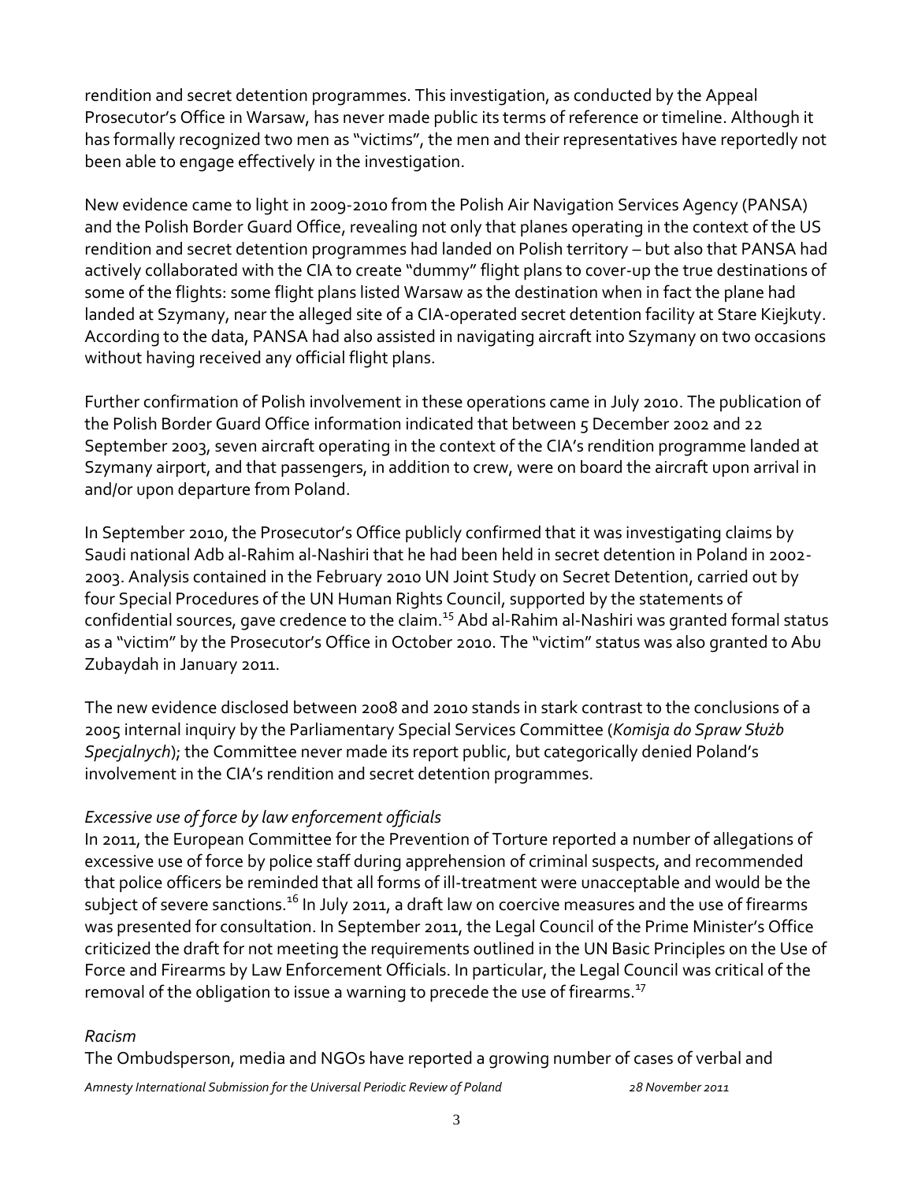rendition and secret detention programmes. This investigation, as conducted by the Appeal Prosecutor's Office in Warsaw, has never made public its terms of reference or timeline. Although it has formally recognized two men as "victims", the men and their representatives have reportedly not been able to engage effectively in the investigation.

New evidence came to light in 2009-2010 from the Polish Air Navigation Services Agency (PANSA) and the Polish Border Guard Office, revealing not only that planes operating in the context of the US rendition and secret detention programmes had landed on Polish territory – but also that PANSA had actively collaborated with the CIA to create "dummy" flight plans to cover-up the true destinations of some of the flights: some flight plans listed Warsaw as the destination when in fact the plane had landed at Szymany, near the alleged site of a CIA-operated secret detention facility at Stare Kiejkuty. According to the data, PANSA had also assisted in navigating aircraft into Szymany on two occasions without having received any official flight plans.

Further confirmation of Polish involvement in these operations came in July 2010. The publication of the Polish Border Guard Office information indicated that between 5 December 2002 and 22 September 2003, seven aircraft operating in the context of the CIA's rendition programme landed at Szymany airport, and that passengers, in addition to crew, were on board the aircraft upon arrival in and/or upon departure from Poland.

In September 2010, the Prosecutor's Office publicly confirmed that it was investigating claims by Saudi national Adb al-Rahim al-Nashiri that he had been held in secret detention in Poland in 2002-2003. Analysis contained in the February 2010 UN Joint Study on Secret Detention, carried out by four Special Procedures of the UN Human Rights Council, supported by the statements of confidential sources, gave credence to the claim.[15] Abd al-Rahim al-Nashiri was granted formal status as a "victim" by the Prosecutor's Office in October 2010. The "victim" status was also granted to Abu Zubaydah in January 2011.

The new evidence disclosed between 2008 and 2010 stands in stark contrast to the conclusions of a 2005 internal inquiry by the Parliamentary Special Services Committee (*Komisja do Spraw Służb Specjalnych*); the Committee never made its report public, but categorically denied Poland's involvement in the CIA's rendition and secret detention programmes.

*Excessive use of force by law enforcement officials*

In 2011, the European Committee for the Prevention of Torture reported a number of allegations of excessive use of force by police staff during apprehension of criminal suspects, and recommended that police officers be reminded that all forms of ill-treatment were unacceptable and would be the subject of severe sanctions.[16] In July 2011, a draft law on coercive measures and the use of firearms was presented for consultation. In September 2011, the Legal Council of the Prime Minister's Office criticized the draft for not meeting the requirements outlined in the UN Basic Principles on the Use of Force and Firearms by Law Enforcement Officials. In particular, the Legal Council was critical of the removal of the obligation to issue a warning to precede the use of firearms.[17]

*Racism*

The Ombudsperson, media and NGOs have reported a growing number of cases of verbal and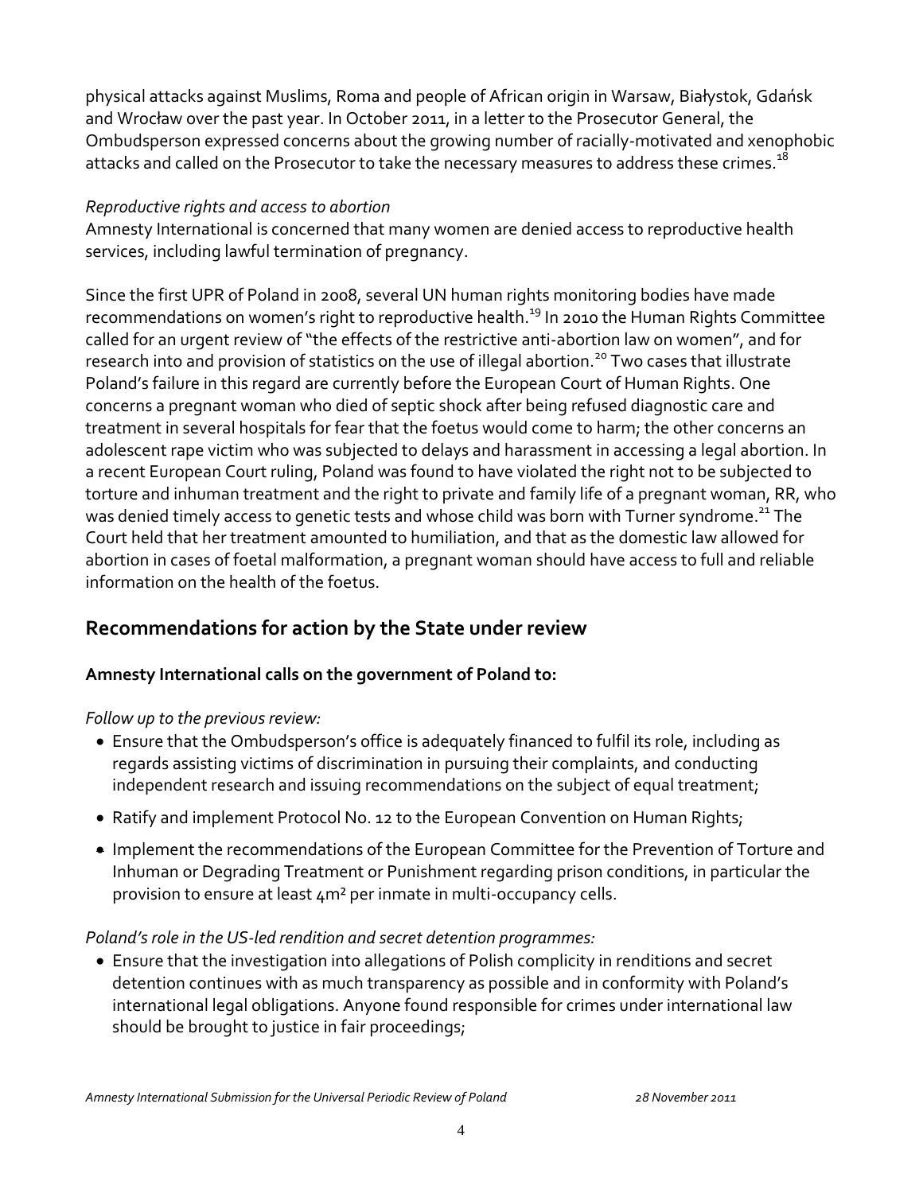physical attacks against Muslims, Roma and people of African origin in Warsaw, Białystok, Gdańsk and Wrocław over the past year. In October 2011, in a letter to the Prosecutor General, the Ombudsperson expressed concerns about the growing number of racially-motivated and xenophobic attacks and called on the Prosecutor to take the necessary measures to address these crimes.[18]

*Reproductive rights and access to abortion*

Amnesty International is concerned that many women are denied access to reproductive health services, including lawful termination of pregnancy.

Since the first UPR of Poland in 2008, several UN human rights monitoring bodies have made recommendations on women's right to reproductive health.[19] In 2010 the Human Rights Committee called for an urgent review of "the effects of the restrictive anti-abortion law on women", and for research into and provision of statistics on the use of illegal abortion.[20] Two cases that illustrate Poland's failure in this regard are currently before the European Court of Human Rights. One concerns a pregnant woman who died of septic shock after being refused diagnostic care and treatment in several hospitals for fear that the foetus would come to harm; the other concerns an adolescent rape victim who was subjected to delays and harassment in accessing a legal abortion. In a recent European Court ruling, Poland was found to have violated the right not to be subjected to torture and inhuman treatment and the right to private and family life of a pregnant woman, RR, who was denied timely access to genetic tests and whose child was born with Turner syndrome.[21] The Court held that her treatment amounted to humiliation, and that as the domestic law allowed for abortion in cases of foetal malformation, a pregnant woman should have access to full and reliable information on the health of the foetus.

## Recommendations for action by the State under review

**Amnesty International calls on the government of Poland to:**

*Follow up to the previous review:*

- Ensure that the Ombudsperson's office is adequately financed to fulfil its role, including as regards assisting victims of discrimination in pursuing their complaints, and conducting independent research and issuing recommendations on the subject of equal treatment;
- Ratify and implement Protocol No. 12 to the European Convention on Human Rights;
- Implement the recommendations of the European Committee for the Prevention of Torture and Inhuman or Degrading Treatment or Punishment regarding prison conditions, in particular the provision to ensure at least 4m² per inmate in multi-occupancy cells.

*Poland's role in the US-led rendition and secret detention programmes:*

- Ensure that the investigation into allegations of Polish complicity in renditions and secret detention continues with as much transparency as possible and in conformity with Poland's international legal obligations. Anyone found responsible for crimes under international law should be brought to justice in fair proceedings;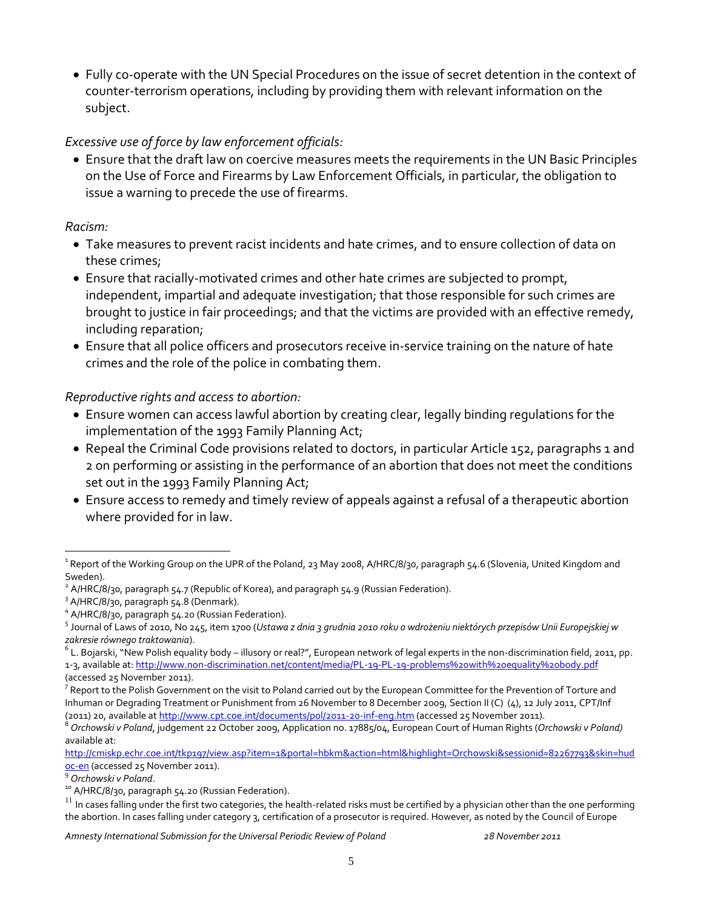- Fully co-operate with the UN Special Procedures on the issue of secret detention in the context of counter-terrorism operations, including by providing them with relevant information on the subject.

*Excessive use of force by law enforcement officials:*

- Ensure that the draft law on coercive measures meets the requirements in the UN Basic Principles on the Use of Force and Firearms by Law Enforcement Officials, in particular, the obligation to issue a warning to precede the use of firearms.

*Racism:*

- Take measures to prevent racist incidents and hate crimes, and to ensure collection of data on these crimes;
- Ensure that racially-motivated crimes and other hate crimes are subjected to prompt, independent, impartial and adequate investigation; that those responsible for such crimes are brought to justice in fair proceedings; and that the victims are provided with an effective remedy, including reparation;
- Ensure that all police officers and prosecutors receive in-service training on the nature of hate crimes and the role of the police in combating them.

*Reproductive rights and access to abortion:*

- Ensure women can access lawful abortion by creating clear, legally binding regulations for the implementation of the 1993 Family Planning Act;
- Repeal the Criminal Code provisions related to doctors, in particular Article 152, paragraphs 1 and 2 on performing or assisting in the performance of an abortion that does not meet the conditions set out in the 1993 Family Planning Act;
- Ensure access to remedy and timely review of appeals against a refusal of a therapeutic abortion where provided for in law.

---

[1] Report of the Working Group on the UPR of the Poland, 23 May 2008, A/HRC/8/30, paragraph 54.6 (Slovenia, United Kingdom and Sweden).

[2] A/HRC/8/30, paragraph 54.7 (Republic of Korea), and paragraph 54.9 (Russian Federation).

[3] A/HRC/8/30, paragraph 54.8 (Denmark).

[4] A/HRC/8/30, paragraph 54.20 (Russian Federation).

[5] Journal of Laws of 2010, No 245, item 1700 (*Ustawa z dnia 3 grudnia 2010 roku o wdrożeniu niektórych przepisów Unii Europejskiej w zakresie równego traktowania*).

[6] L. Bojarski, "New Polish equality body – illusory or real?", European network of legal experts in the non-discrimination field, 2011, pp. 1-3, available at: http://www.non-discrimination.net/content/media/PL-19-PL-19-problems%20with%20equality%20body.pdf (accessed 25 November 2011).

[7] Report to the Polish Government on the visit to Poland carried out by the European Committee for the Prevention of Torture and Inhuman or Degrading Treatment or Punishment from 26 November to 8 December 2009, Section II (C) (4), 12 July 2011, CPT/Inf (2011) 20, available at http://www.cpt.coe.int/documents/pol/2011-20-inf-eng.htm (accessed 25 November 2011).

[8] *Orchowski v Poland*, judgement 22 October 2009, Application no. 17885/04, European Court of Human Rights (*Orchowski v Poland)* available at: http://cmiskp.echr.coe.int/tkp197/view.asp?item=1&portal=hbkm&action=html&highlight=Orchowski&sessionid=82267793&skin=hudoc-en (accessed 25 November 2011).

[9] *Orchowski v Poland*.

[10] A/HRC/8/30, paragraph 54.20 (Russian Federation).

[11] In cases falling under the first two categories, the health-related risks must be certified by a physician other than the one performing the abortion. In cases falling under category 3, certification of a prosecutor is required. However, as noted by the Council of Europe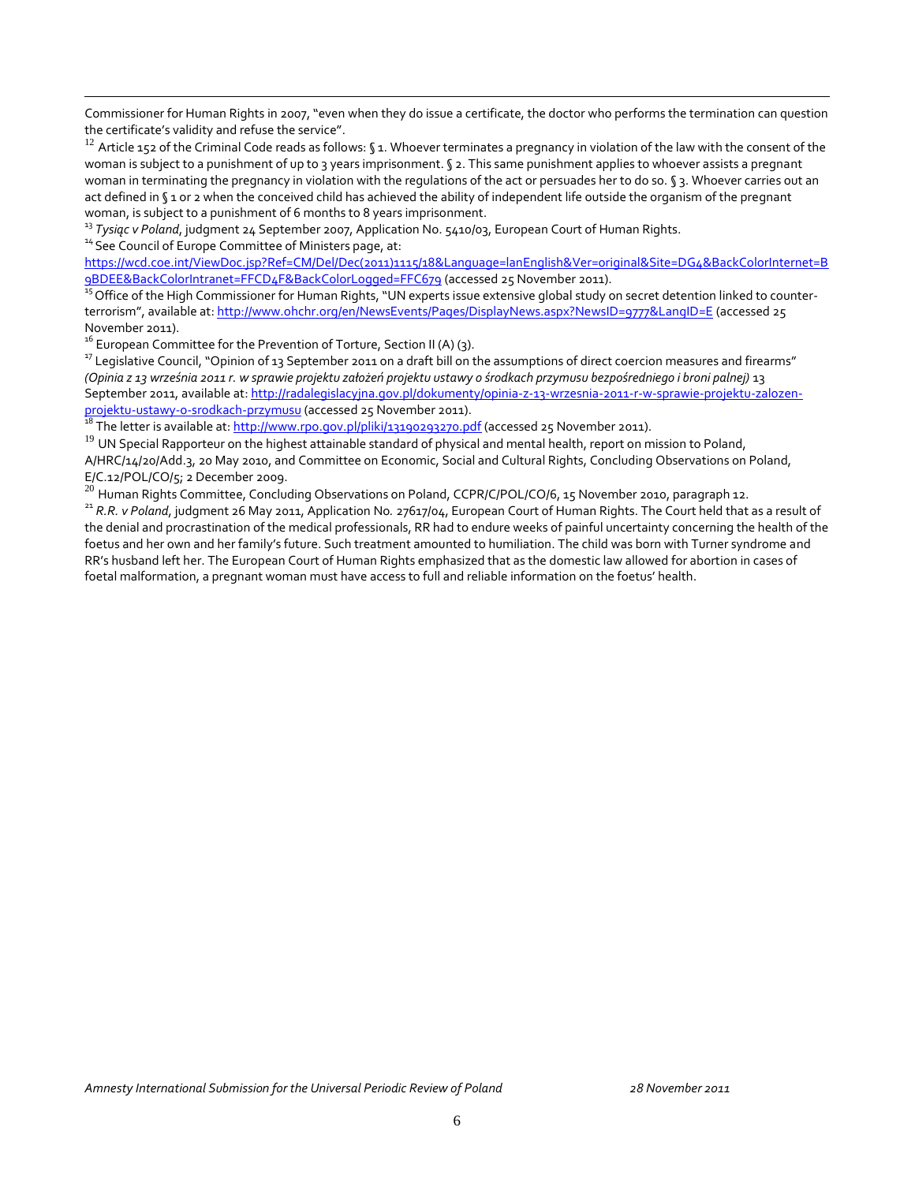Commissioner for Human Rights in 2007, "even when they do issue a certificate, the doctor who performs the termination can question the certificate's validity and refuse the service".

[12] Article 152 of the Criminal Code reads as follows: § 1. Whoever terminates a pregnancy in violation of the law with the consent of the woman is subject to a punishment of up to 3 years imprisonment. § 2. This same punishment applies to whoever assists a pregnant woman in terminating the pregnancy in violation with the regulations of the act or persuades her to do so. § 3. Whoever carries out an act defined in § 1 or 2 when the conceived child has achieved the ability of independent life outside the organism of the pregnant woman, is subject to a punishment of 6 months to 8 years imprisonment.

[13] *Tysiąc v Poland*, judgment 24 September 2007, Application No. 5410/03, European Court of Human Rights.

[14] See Council of Europe Committee of Ministers page, at: https://wcd.coe.int/ViewDoc.jsp?Ref=CM/Del/Dec(2011)1115/18&Language=lanEnglish&Ver=original&Site=DG4&BackColorInternet=B9BDEE&BackColorIntranet=FFCD4F&BackColorLogged=FFC679 (accessed 25 November 2011).

[15] Office of the High Commissioner for Human Rights, "UN experts issue extensive global study on secret detention linked to counter-terrorism", available at: http://www.ohchr.org/en/NewsEvents/Pages/DisplayNews.aspx?NewsID=9777&LangID=E (accessed 25 November 2011).

[16] European Committee for the Prevention of Torture, Section II (A) (3).

[17] Legislative Council, "Opinion of 13 September 2011 on a draft bill on the assumptions of direct coercion measures and firearms" *(Opinia z 13 września 2011 r. w sprawie projektu założeń projektu ustawy o środkach przymusu bezpośredniego i broni palnej)* 13 September 2011, available at: http://radalegislacyjna.gov.pl/dokumenty/opinia-z-13-wrzesnia-2011-r-w-sprawie-projektu-zalozen-projektu-ustawy-o-srodkach-przymusu (accessed 25 November 2011).

[18] The letter is available at: http://www.rpo.gov.pl/pliki/13190293270.pdf (accessed 25 November 2011).

[19] UN Special Rapporteur on the highest attainable standard of physical and mental health, report on mission to Poland, A/HRC/14/20/Add.3, 20 May 2010, and Committee on Economic, Social and Cultural Rights, Concluding Observations on Poland, E/C.12/POL/CO/5; 2 December 2009.

[20] Human Rights Committee, Concluding Observations on Poland, CCPR/C/POL/CO/6, 15 November 2010, paragraph 12.

[21] *R.R. v Poland*, judgment 26 May 2011, Application No. 27617/04, European Court of Human Rights. The Court held that as a result of the denial and procrastination of the medical professionals, RR had to endure weeks of painful uncertainty concerning the health of the foetus and her own and her family's future. Such treatment amounted to humiliation. The child was born with Turner syndrome and RR's husband left her. The European Court of Human Rights emphasized that as the domestic law allowed for abortion in cases of foetal malformation, a pregnant woman must have access to full and reliable information on the foetus' health.